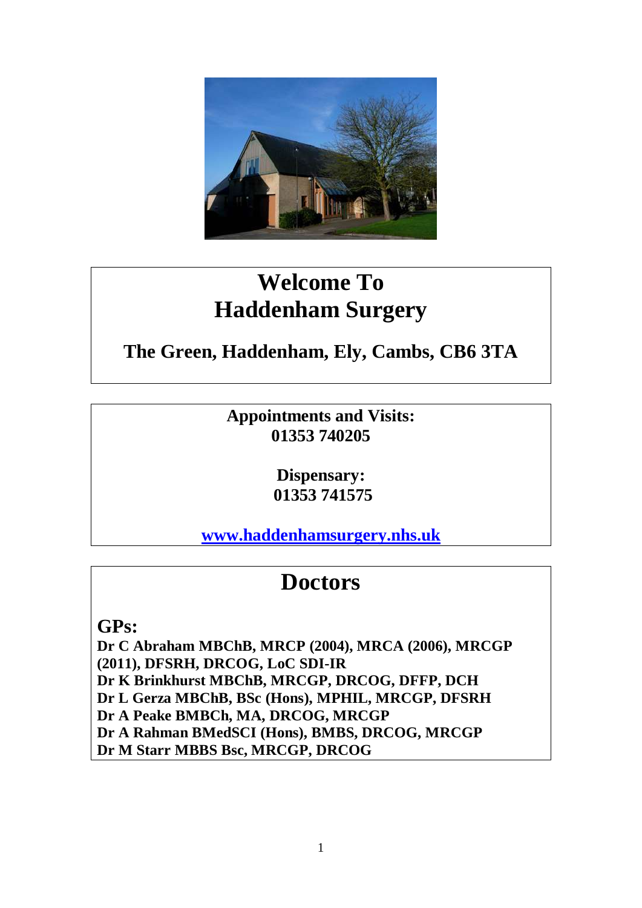# Welcome To Haddenham Surgery

## The Green, Haddenham, Ely, Cambs, CB6 3TA

**Appointments and Visits:**
**01353 740205**

**Dispensary:**
**01353 741575**

**[www.haddenhamsurgery.nhs.uk](http://www.haddenhamsurgery.nhs.uk)**

# Doctors

## GPs:

**Dr C Abraham MBChB, MRCP (2004), MRCA (2006), MRCGP (2011), DFSRH, DRCOG, LoC SDI-IR**
**Dr K Brinkhurst MBChB, MRCGP, DRCOG, DFFP, DCH**
**Dr L Gerza MBChB, BSc (Hons), MPHIL, MRCGP, DFSRH**
**Dr A Peake BMBCh, MA, DRCOG, MRCGP**
**Dr A Rahman BMedSCI (Hons), BMBS, DRCOG, MRCGP**
**Dr M Starr MBBS Bsc, MRCGP, DRCOG**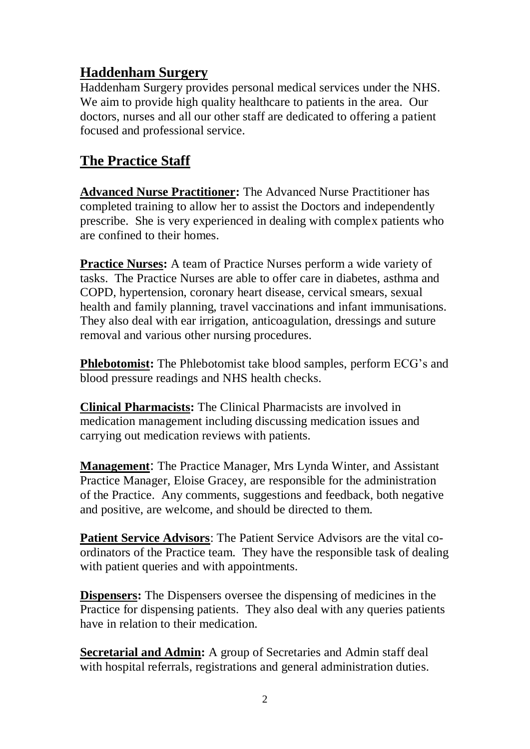## Haddenham Surgery

Haddenham Surgery provides personal medical services under the NHS. We aim to provide high quality healthcare to patients in the area. Our doctors, nurses and all our other staff are dedicated to offering a patient focused and professional service.

## The Practice Staff

**Advanced Nurse Practitioner:** The Advanced Nurse Practitioner has completed training to allow her to assist the Doctors and independently prescribe. She is very experienced in dealing with complex patients who are confined to their homes.

**Practice Nurses:** A team of Practice Nurses perform a wide variety of tasks. The Practice Nurses are able to offer care in diabetes, asthma and COPD, hypertension, coronary heart disease, cervical smears, sexual health and family planning, travel vaccinations and infant immunisations. They also deal with ear irrigation, anticoagulation, dressings and suture removal and various other nursing procedures.

**Phlebotomist:** The Phlebotomist take blood samples, perform ECG's and blood pressure readings and NHS health checks.

**Clinical Pharmacists:** The Clinical Pharmacists are involved in medication management including discussing medication issues and carrying out medication reviews with patients.

**Management**: The Practice Manager, Mrs Lynda Winter, and Assistant Practice Manager, Eloise Gracey, are responsible for the administration of the Practice. Any comments, suggestions and feedback, both negative and positive, are welcome, and should be directed to them.

**Patient Service Advisors**: The Patient Service Advisors are the vital co-ordinators of the Practice team. They have the responsible task of dealing with patient queries and with appointments.

**Dispensers:** The Dispensers oversee the dispensing of medicines in the Practice for dispensing patients. They also deal with any queries patients have in relation to their medication.

**Secretarial and Admin:** A group of Secretaries and Admin staff deal with hospital referrals, registrations and general administration duties.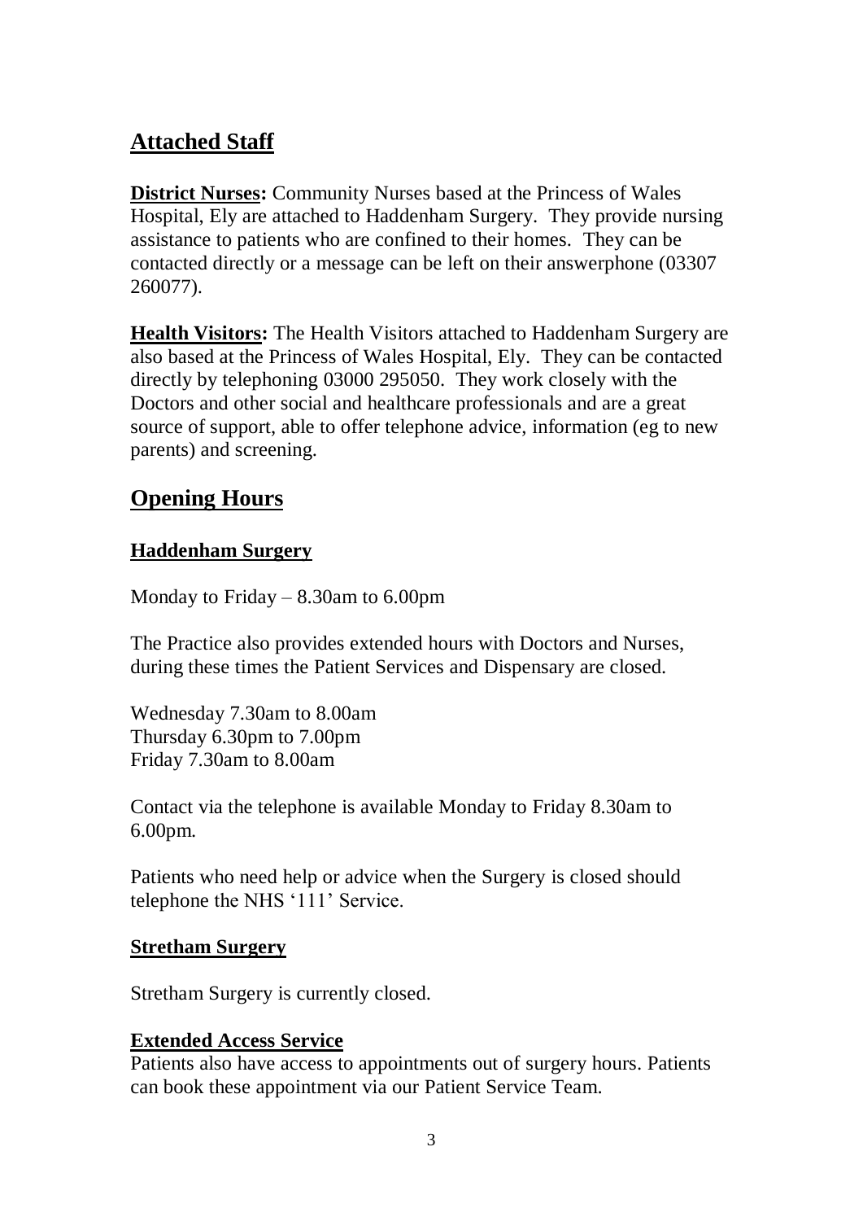## Attached Staff

**District Nurses:** Community Nurses based at the Princess of Wales Hospital, Ely are attached to Haddenham Surgery. They provide nursing assistance to patients who are confined to their homes. They can be contacted directly or a message can be left on their answerphone (03307 260077).

**Health Visitors:** The Health Visitors attached to Haddenham Surgery are also based at the Princess of Wales Hospital, Ely. They can be contacted directly by telephoning 03000 295050. They work closely with the Doctors and other social and healthcare professionals and are a great source of support, able to offer telephone advice, information (eg to new parents) and screening.

## Opening Hours

### Haddenham Surgery

Monday to Friday – 8.30am to 6.00pm

The Practice also provides extended hours with Doctors and Nurses, during these times the Patient Services and Dispensary are closed.

Wednesday 7.30am to 8.00am
Thursday 6.30pm to 7.00pm
Friday 7.30am to 8.00am

Contact via the telephone is available Monday to Friday 8.30am to 6.00pm.

Patients who need help or advice when the Surgery is closed should telephone the NHS '111' Service.

### Stretham Surgery

Stretham Surgery is currently closed.

### Extended Access Service

Patients also have access to appointments out of surgery hours. Patients can book these appointment via our Patient Service Team.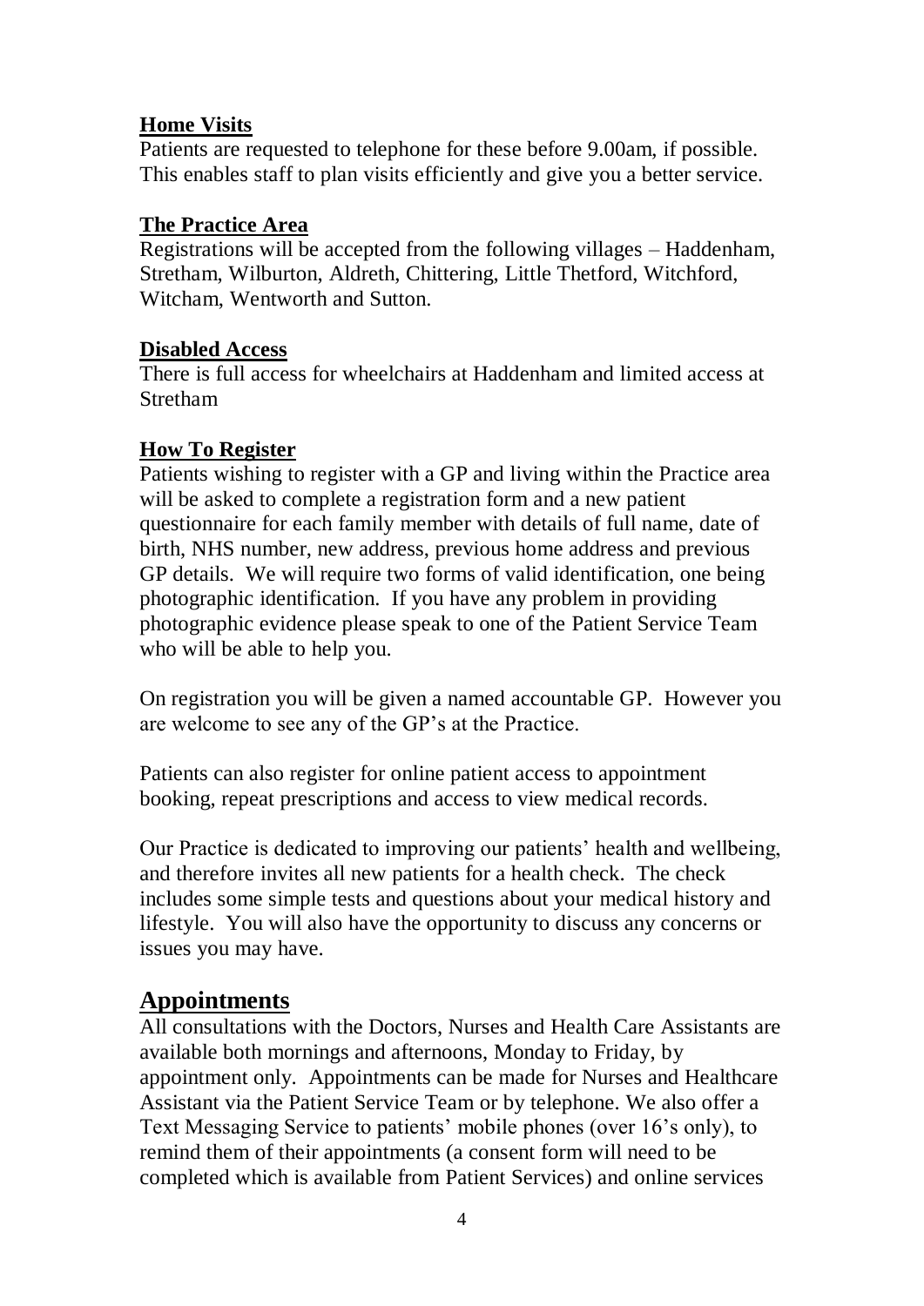### Home Visits

Patients are requested to telephone for these before 9.00am, if possible. This enables staff to plan visits efficiently and give you a better service.

### The Practice Area

Registrations will be accepted from the following villages – Haddenham, Stretham, Wilburton, Aldreth, Chittering, Little Thetford, Witchford, Witcham, Wentworth and Sutton.

### Disabled Access

There is full access for wheelchairs at Haddenham and limited access at Stretham

### How To Register

Patients wishing to register with a GP and living within the Practice area will be asked to complete a registration form and a new patient questionnaire for each family member with details of full name, date of birth, NHS number, new address, previous home address and previous GP details. We will require two forms of valid identification, one being photographic identification. If you have any problem in providing photographic evidence please speak to one of the Patient Service Team who will be able to help you.

On registration you will be given a named accountable GP. However you are welcome to see any of the GP's at the Practice.

Patients can also register for online patient access to appointment booking, repeat prescriptions and access to view medical records.

Our Practice is dedicated to improving our patients' health and wellbeing, and therefore invites all new patients for a health check. The check includes some simple tests and questions about your medical history and lifestyle. You will also have the opportunity to discuss any concerns or issues you may have.

## Appointments

All consultations with the Doctors, Nurses and Health Care Assistants are available both mornings and afternoons, Monday to Friday, by appointment only. Appointments can be made for Nurses and Healthcare Assistant via the Patient Service Team or by telephone. We also offer a Text Messaging Service to patients' mobile phones (over 16's only), to remind them of their appointments (a consent form will need to be completed which is available from Patient Services) and online services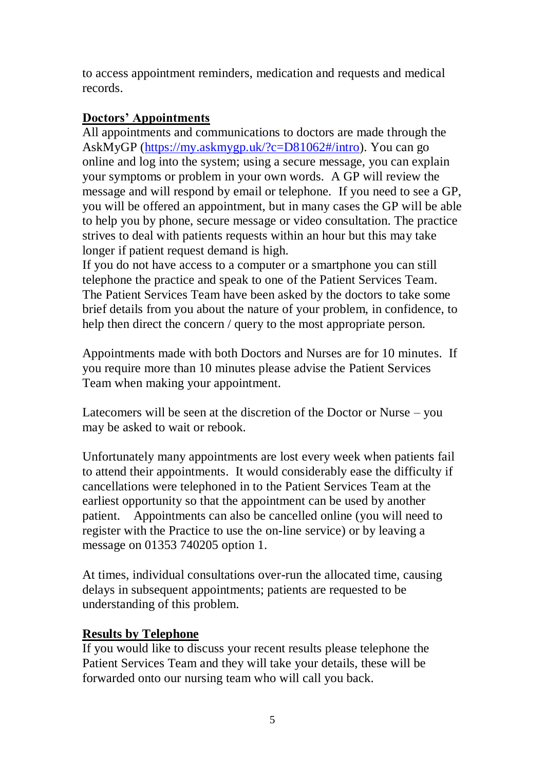to access appointment reminders, medication and requests and medical records.

## Doctors' Appointments

All appointments and communications to doctors are made through the AskMyGP (https://my.askmygp.uk/?c=D81062#/intro). You can go online and log into the system; using a secure message, you can explain your symptoms or problem in your own words. A GP will review the message and will respond by email or telephone. If you need to see a GP, you will be offered an appointment, but in many cases the GP will be able to help you by phone, secure message or video consultation. The practice strives to deal with patients requests within an hour but this may take longer if patient request demand is high.

If you do not have access to a computer or a smartphone you can still telephone the practice and speak to one of the Patient Services Team. The Patient Services Team have been asked by the doctors to take some brief details from you about the nature of your problem, in confidence, to help then direct the concern / query to the most appropriate person.

Appointments made with both Doctors and Nurses are for 10 minutes. If you require more than 10 minutes please advise the Patient Services Team when making your appointment.

Latecomers will be seen at the discretion of the Doctor or Nurse – you may be asked to wait or rebook.

Unfortunately many appointments are lost every week when patients fail to attend their appointments. It would considerably ease the difficulty if cancellations were telephoned in to the Patient Services Team at the earliest opportunity so that the appointment can be used by another patient. Appointments can also be cancelled online (you will need to register with the Practice to use the on-line service) or by leaving a message on 01353 740205 option 1.

At times, individual consultations over-run the allocated time, causing delays in subsequent appointments; patients are requested to be understanding of this problem.

## Results by Telephone

If you would like to discuss your recent results please telephone the Patient Services Team and they will take your details, these will be forwarded onto our nursing team who will call you back.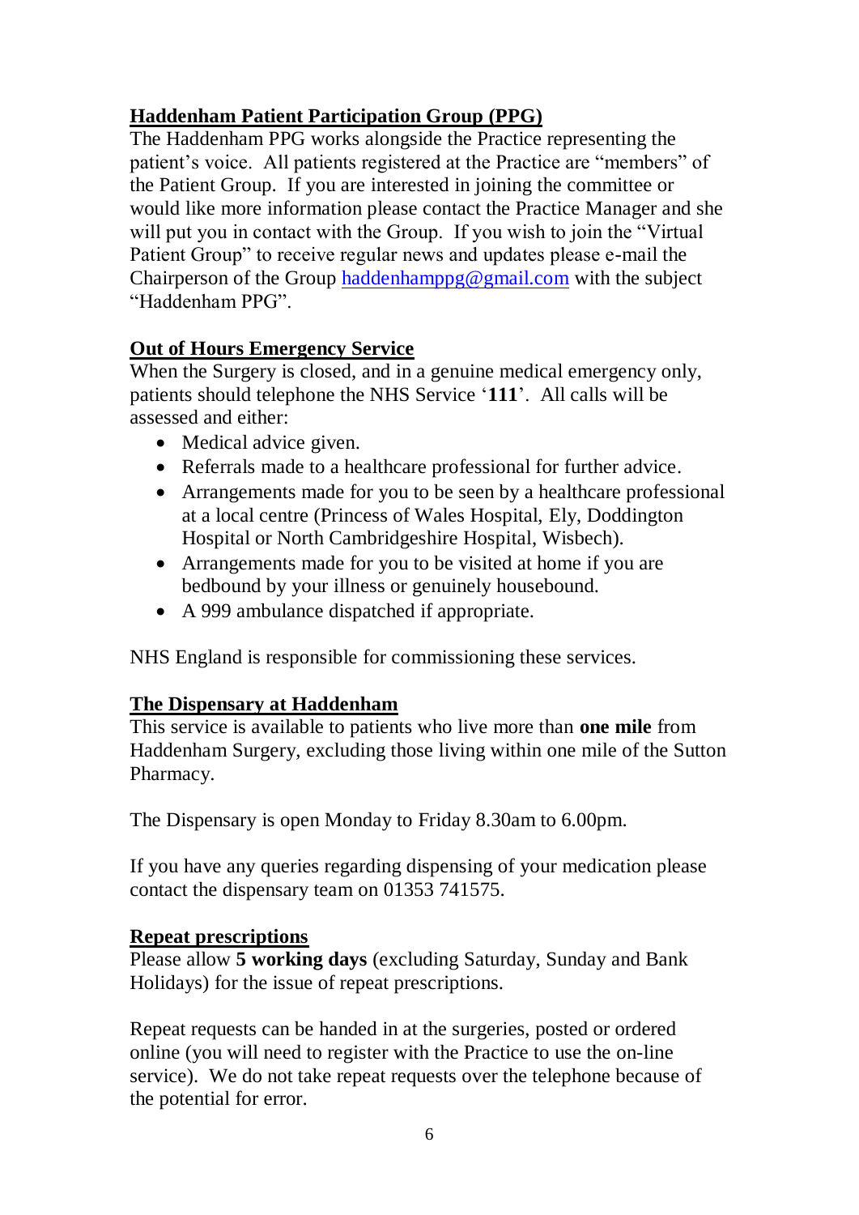## Haddenham Patient Participation Group (PPG)

The Haddenham PPG works alongside the Practice representing the patient's voice. All patients registered at the Practice are "members" of the Patient Group. If you are interested in joining the committee or would like more information please contact the Practice Manager and she will put you in contact with the Group. If you wish to join the "Virtual Patient Group" to receive regular news and updates please e-mail the Chairperson of the Group haddenhamppg@gmail.com with the subject "Haddenham PPG".

## Out of Hours Emergency Service

When the Surgery is closed, and in a genuine medical emergency only, patients should telephone the NHS Service '**111**'. All calls will be assessed and either:

- Medical advice given.
- Referrals made to a healthcare professional for further advice.
- Arrangements made for you to be seen by a healthcare professional at a local centre (Princess of Wales Hospital, Ely, Doddington Hospital or North Cambridgeshire Hospital, Wisbech).
- Arrangements made for you to be visited at home if you are bedbound by your illness or genuinely housebound.
- A 999 ambulance dispatched if appropriate.

NHS England is responsible for commissioning these services.

## The Dispensary at Haddenham

This service is available to patients who live more than **one mile** from Haddenham Surgery, excluding those living within one mile of the Sutton Pharmacy.

The Dispensary is open Monday to Friday 8.30am to 6.00pm.

If you have any queries regarding dispensing of your medication please contact the dispensary team on 01353 741575.

## Repeat prescriptions

Please allow **5 working days** (excluding Saturday, Sunday and Bank Holidays) for the issue of repeat prescriptions.

Repeat requests can be handed in at the surgeries, posted or ordered online (you will need to register with the Practice to use the on-line service). We do not take repeat requests over the telephone because of the potential for error.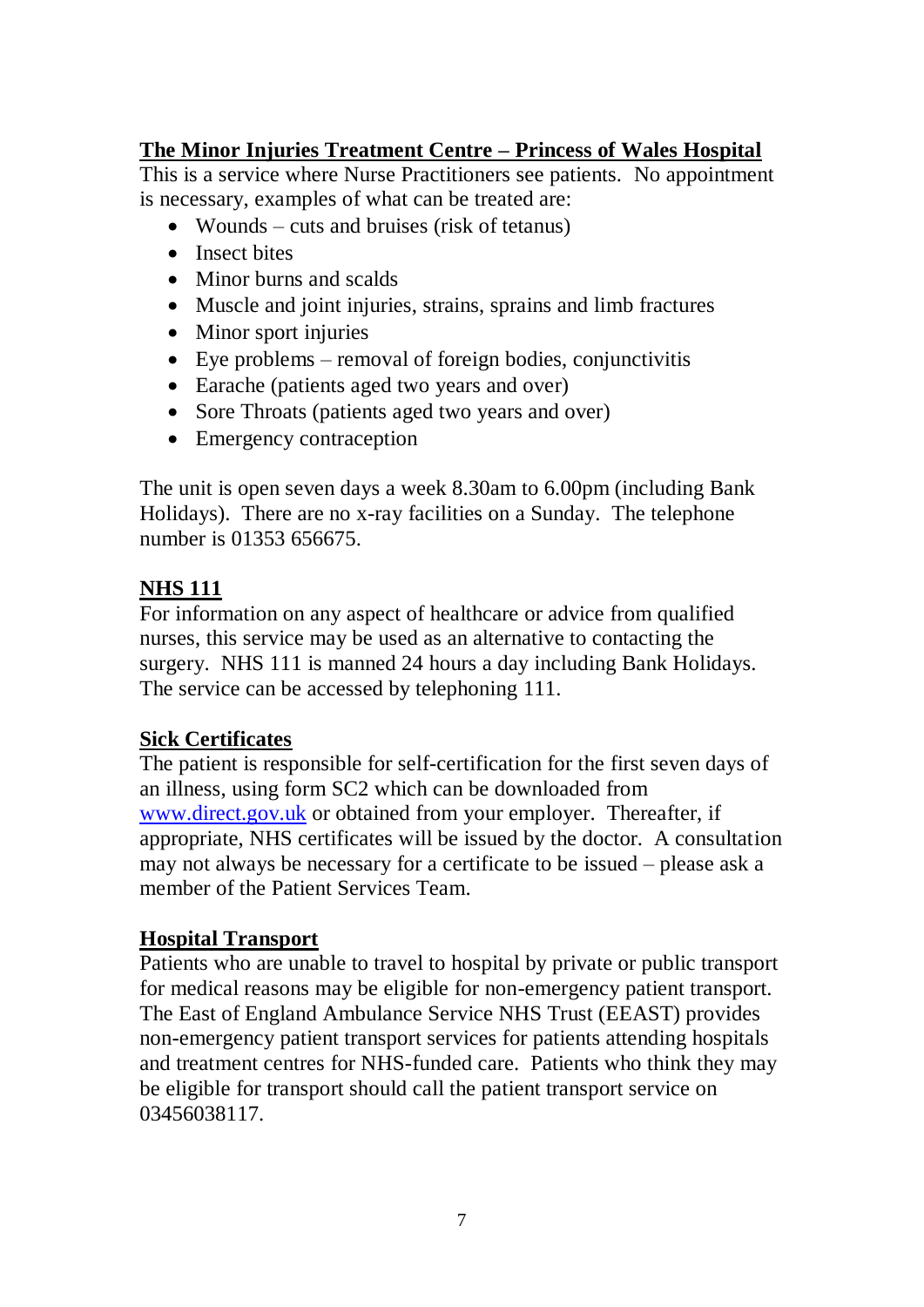## The Minor Injuries Treatment Centre – Princess of Wales Hospital

This is a service where Nurse Practitioners see patients. No appointment is necessary, examples of what can be treated are:

- Wounds – cuts and bruises (risk of tetanus)
- Insect bites
- Minor burns and scalds
- Muscle and joint injuries, strains, sprains and limb fractures
- Minor sport injuries
- Eye problems – removal of foreign bodies, conjunctivitis
- Earache (patients aged two years and over)
- Sore Throats (patients aged two years and over)
- Emergency contraception

The unit is open seven days a week 8.30am to 6.00pm (including Bank Holidays). There are no x-ray facilities on a Sunday. The telephone number is 01353 656675.

## NHS 111

For information on any aspect of healthcare or advice from qualified nurses, this service may be used as an alternative to contacting the surgery. NHS 111 is manned 24 hours a day including Bank Holidays. The service can be accessed by telephoning 111.

## Sick Certificates

The patient is responsible for self-certification for the first seven days of an illness, using form SC2 which can be downloaded from www.direct.gov.uk or obtained from your employer. Thereafter, if appropriate, NHS certificates will be issued by the doctor. A consultation may not always be necessary for a certificate to be issued – please ask a member of the Patient Services Team.

## Hospital Transport

Patients who are unable to travel to hospital by private or public transport for medical reasons may be eligible for non-emergency patient transport. The East of England Ambulance Service NHS Trust (EEAST) provides non-emergency patient transport services for patients attending hospitals and treatment centres for NHS-funded care. Patients who think they may be eligible for transport should call the patient transport service on 03456038117.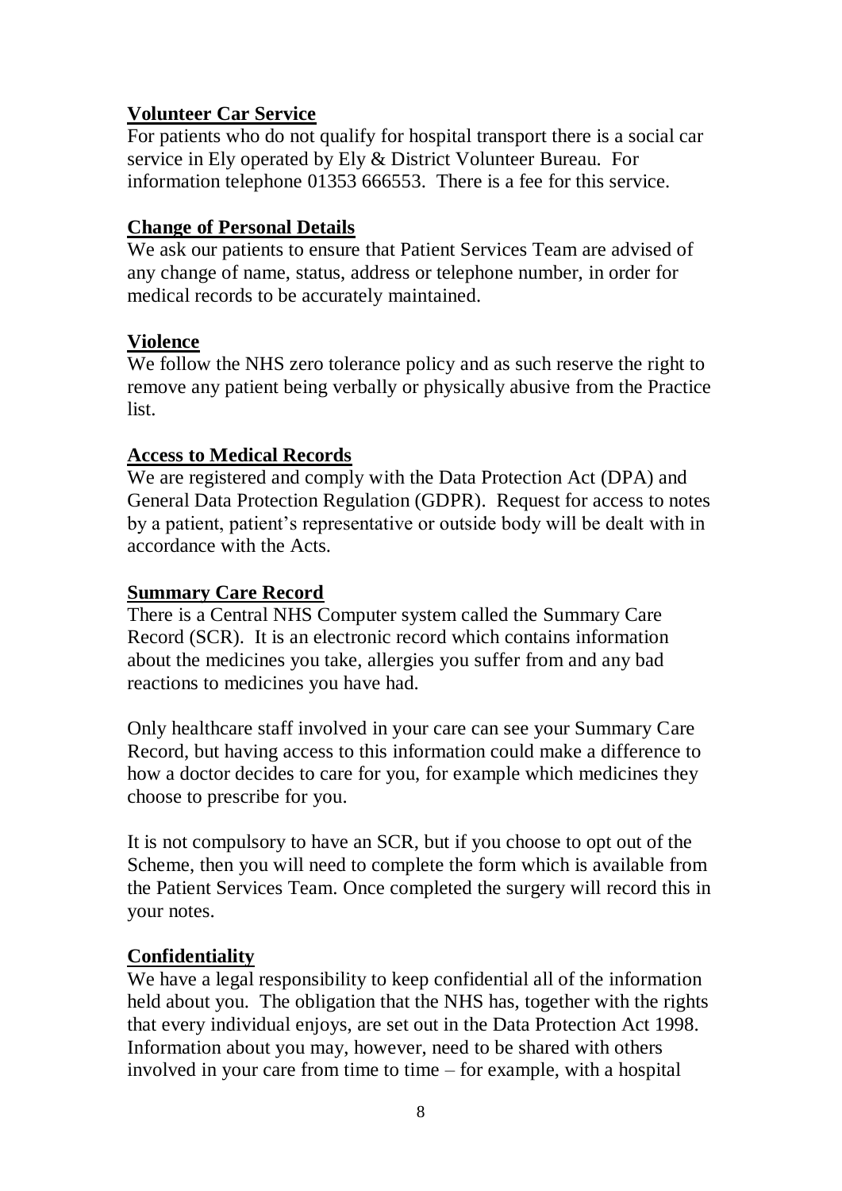**Volunteer Car Service**

For patients who do not qualify for hospital transport there is a social car service in Ely operated by Ely & District Volunteer Bureau. For information telephone 01353 666553. There is a fee for this service.

**Change of Personal Details**

We ask our patients to ensure that Patient Services Team are advised of any change of name, status, address or telephone number, in order for medical records to be accurately maintained.

**Violence**

We follow the NHS zero tolerance policy and as such reserve the right to remove any patient being verbally or physically abusive from the Practice list.

**Access to Medical Records**

We are registered and comply with the Data Protection Act (DPA) and General Data Protection Regulation (GDPR). Request for access to notes by a patient, patient's representative or outside body will be dealt with in accordance with the Acts.

**Summary Care Record**

There is a Central NHS Computer system called the Summary Care Record (SCR). It is an electronic record which contains information about the medicines you take, allergies you suffer from and any bad reactions to medicines you have had.

Only healthcare staff involved in your care can see your Summary Care Record, but having access to this information could make a difference to how a doctor decides to care for you, for example which medicines they choose to prescribe for you.

It is not compulsory to have an SCR, but if you choose to opt out of the Scheme, then you will need to complete the form which is available from the Patient Services Team. Once completed the surgery will record this in your notes.

**Confidentiality**

We have a legal responsibility to keep confidential all of the information held about you. The obligation that the NHS has, together with the rights that every individual enjoys, are set out in the Data Protection Act 1998. Information about you may, however, need to be shared with others involved in your care from time to time – for example, with a hospital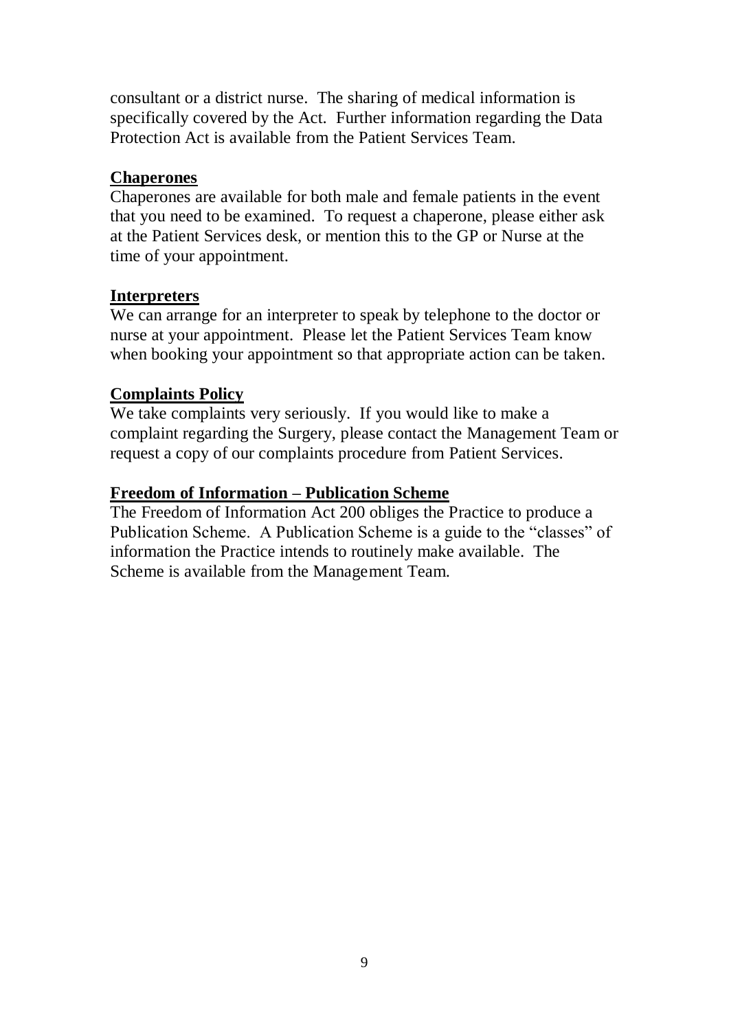consultant or a district nurse. The sharing of medical information is specifically covered by the Act. Further information regarding the Data Protection Act is available from the Patient Services Team.

## Chaperones

Chaperones are available for both male and female patients in the event that you need to be examined. To request a chaperone, please either ask at the Patient Services desk, or mention this to the GP or Nurse at the time of your appointment.

## Interpreters

We can arrange for an interpreter to speak by telephone to the doctor or nurse at your appointment. Please let the Patient Services Team know when booking your appointment so that appropriate action can be taken.

## Complaints Policy

We take complaints very seriously. If you would like to make a complaint regarding the Surgery, please contact the Management Team or request a copy of our complaints procedure from Patient Services.

## Freedom of Information – Publication Scheme

The Freedom of Information Act 200 obliges the Practice to produce a Publication Scheme. A Publication Scheme is a guide to the "classes" of information the Practice intends to routinely make available. The Scheme is available from the Management Team.